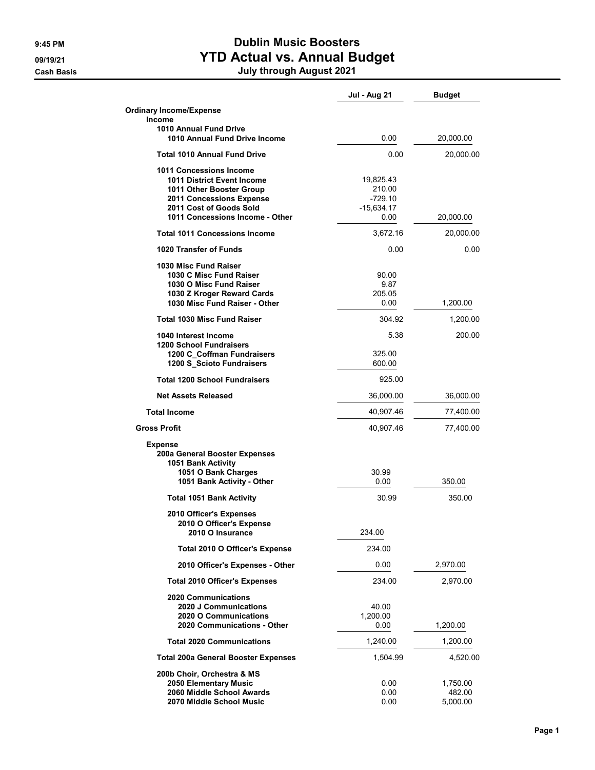9:45 PM
09/19/21
Cash Basis

# Dublin Music Boosters
## YTD Actual vs. Annual Budget
### July through August 2021

| | Jul - Aug 21 | Budget |
|---|---|---|
| **Ordinary Income/Expense** | | |
| **Income** | | |
| **1010 Annual Fund Drive** | | |
| 1010 Annual Fund Drive Income | 0.00 | 20,000.00 |
| **Total 1010 Annual Fund Drive** | 0.00 | 20,000.00 |
| **1011 Concessions Income** | | |
| 1011 District Event Income | 19,825.43 | |
| 1011 Other Booster Group | 210.00 | |
| 2011 Concessions Expense | -729.10 | |
| 2011 Cost of Goods Sold | -15,634.17 | |
| 1011 Concessions Income - Other | 0.00 | 20,000.00 |
| **Total 1011 Concessions Income** | 3,672.16 | 20,000.00 |
| **1020 Transfer of Funds** | 0.00 | 0.00 |
| **1030 Misc Fund Raiser** | | |
| 1030 C Misc Fund Raiser | 90.00 | |
| 1030 O Misc Fund Raiser | 9.87 | |
| 1030 Z Kroger Reward Cards | 205.05 | |
| 1030 Misc Fund Raiser - Other | 0.00 | 1,200.00 |
| **Total 1030 Misc Fund Raiser** | 304.92 | 1,200.00 |
| **1040 Interest Income** | 5.38 | 200.00 |
| **1200 School Fundraisers** | | |
| 1200 C_Coffman Fundraisers | 325.00 | |
| 1200 S_Scioto Fundraisers | 600.00 | |
| **Total 1200 School Fundraisers** | 925.00 | |
| **Net Assets Released** | 36,000.00 | 36,000.00 |
| **Total Income** | 40,907.46 | 77,400.00 |
| **Gross Profit** | 40,907.46 | 77,400.00 |
| **Expense** | | |
| **200a General Booster Expenses** | | |
| **1051 Bank Activity** | | |
| 1051 O Bank Charges | 30.99 | |
| 1051 Bank Activity - Other | 0.00 | 350.00 |
| **Total 1051 Bank Activity** | 30.99 | 350.00 |
| **2010 Officer's Expenses** | | |
| **2010 O Officer's Expense** | | |
| 2010 O Insurance | 234.00 | |
| **Total 2010 O Officer's Expense** | 234.00 | |
| 2010 Officer's Expenses - Other | 0.00 | 2,970.00 |
| **Total 2010 Officer's Expenses** | 234.00 | 2,970.00 |
| **2020 Communications** | | |
| 2020 J Communications | 40.00 | |
| 2020 O Communications | 1,200.00 | |
| 2020 Communications - Other | 0.00 | 1,200.00 |
| **Total 2020 Communications** | 1,240.00 | 1,200.00 |
| **Total 200a General Booster Expenses** | 1,504.99 | 4,520.00 |
| **200b Choir, Orchestra & MS** | | |
| 2050 Elementary Music | 0.00 | 1,750.00 |
| 2060 Middle School Awards | 0.00 | 482.00 |
| 2070 Middle School Music | 0.00 | 5,000.00 |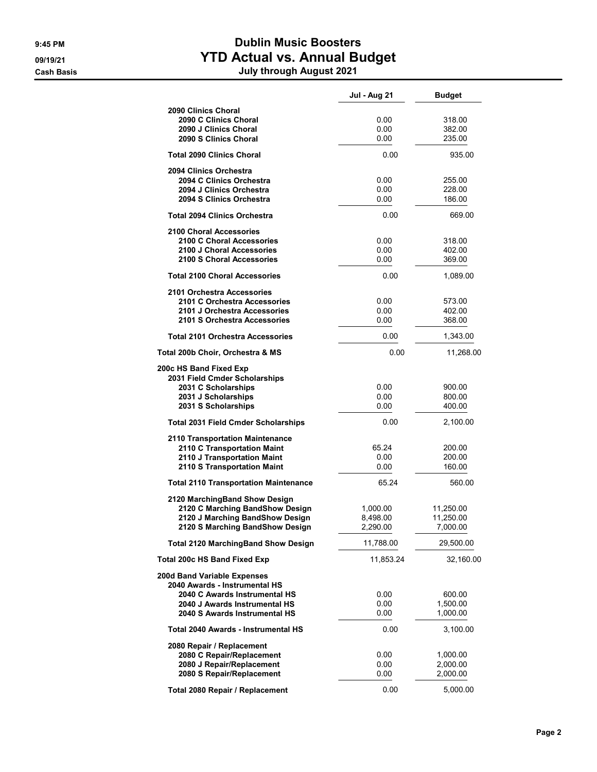# Dublin Music Boosters
## YTD Actual vs. Annual Budget
### July through August 2021

9:45 PM
09/19/21
Cash Basis

| | Jul - Aug 21 | Budget |
|---|---|---|
| 2090 Clinics Choral | | |
| 2090 C Clinics Choral | 0.00 | 318.00 |
| 2090 J Clinics Choral | 0.00 | 382.00 |
| 2090 S Clinics Choral | 0.00 | 235.00 |
| Total 2090 Clinics Choral | 0.00 | 935.00 |
| 2094 Clinics Orchestra | | |
| 2094 C Clinics Orchestra | 0.00 | 255.00 |
| 2094 J Clinics Orchestra | 0.00 | 228.00 |
| 2094 S Clinics Orchestra | 0.00 | 186.00 |
| Total 2094 Clinics Orchestra | 0.00 | 669.00 |
| 2100 Choral Accessories | | |
| 2100 C Choral Accessories | 0.00 | 318.00 |
| 2100 J Choral Accessories | 0.00 | 402.00 |
| 2100 S Choral Accessories | 0.00 | 369.00 |
| Total 2100 Choral Accessories | 0.00 | 1,089.00 |
| 2101 Orchestra Accessories | | |
| 2101 C Orchestra Accessories | 0.00 | 573.00 |
| 2101 J Orchestra Accessories | 0.00 | 402.00 |
| 2101 S Orchestra Accessories | 0.00 | 368.00 |
| Total 2101 Orchestra Accessories | 0.00 | 1,343.00 |
| Total 200b Choir, Orchestra & MS | 0.00 | 11,268.00 |
| 200c HS Band Fixed Exp | | |
| 2031 Field Cmder Scholarships | | |
| 2031 C Scholarships | 0.00 | 900.00 |
| 2031 J Scholarships | 0.00 | 800.00 |
| 2031 S Scholarships | 0.00 | 400.00 |
| Total 2031 Field Cmder Scholarships | 0.00 | 2,100.00 |
| 2110 Transportation Maintenance | | |
| 2110 C Transportation Maint | 65.24 | 200.00 |
| 2110 J Transportation Maint | 0.00 | 200.00 |
| 2110 S Transportation Maint | 0.00 | 160.00 |
| Total 2110 Transportation Maintenance | 65.24 | 560.00 |
| 2120 MarchingBand Show Design | | |
| 2120 C Marching BandShow Design | 1,000.00 | 11,250.00 |
| 2120 J Marching BandShow Design | 8,498.00 | 11,250.00 |
| 2120 S Marching BandShow Design | 2,290.00 | 7,000.00 |
| Total 2120 MarchingBand Show Design | 11,788.00 | 29,500.00 |
| Total 200c HS Band Fixed Exp | 11,853.24 | 32,160.00 |
| 200d Band Variable Expenses | | |
| 2040 Awards - Instrumental HS | | |
| 2040 C Awards Instrumental HS | 0.00 | 600.00 |
| 2040 J Awards Instrumental HS | 0.00 | 1,500.00 |
| 2040 S Awards Instrumental HS | 0.00 | 1,000.00 |
| Total 2040 Awards - Instrumental HS | 0.00 | 3,100.00 |
| 2080 Repair / Replacement | | |
| 2080 C Repair/Replacement | 0.00 | 1,000.00 |
| 2080 J Repair/Replacement | 0.00 | 2,000.00 |
| 2080 S Repair/Replacement | 0.00 | 2,000.00 |
| Total 2080 Repair / Replacement | 0.00 | 5,000.00 |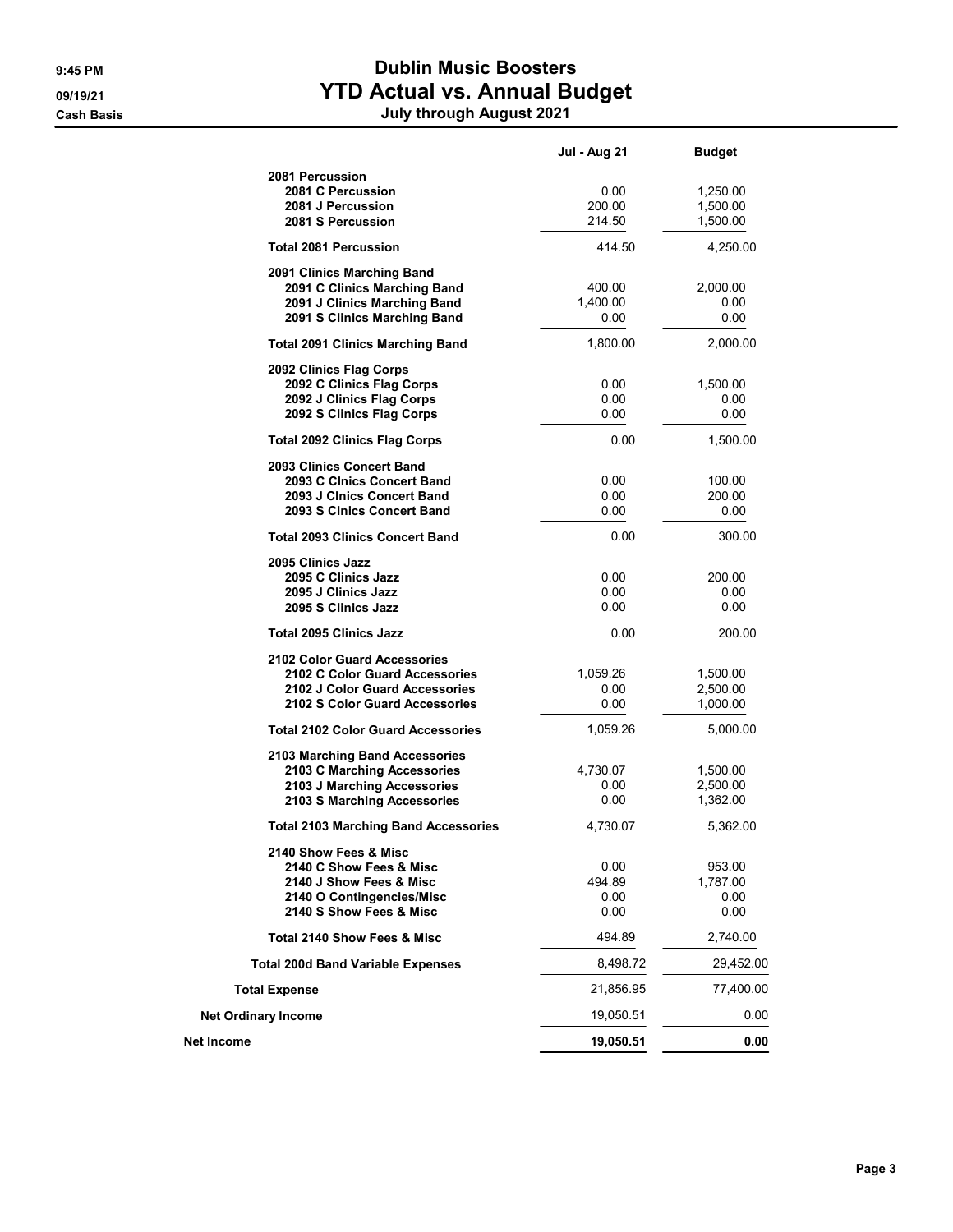# Dublin Music Boosters
## YTD Actual vs. Annual Budget
### July through August 2021

9:45 PM
09/19/21
Cash Basis

| | Jul - Aug 21 | Budget |
|---|---|---|
| **2081 Percussion** | | |
| **2081 C Percussion** | 0.00 | 1,250.00 |
| **2081 J Percussion** | 200.00 | 1,500.00 |
| **2081 S Percussion** | 214.50 | 1,500.00 |
| **Total 2081 Percussion** | 414.50 | 4,250.00 |
| **2091 Clinics Marching Band** | | |
| **2091 C Clinics Marching Band** | 400.00 | 2,000.00 |
| **2091 J Clinics Marching Band** | 1,400.00 | 0.00 |
| **2091 S Clinics Marching Band** | 0.00 | 0.00 |
| **Total 2091 Clinics Marching Band** | 1,800.00 | 2,000.00 |
| **2092 Clinics Flag Corps** | | |
| **2092 C Clinics Flag Corps** | 0.00 | 1,500.00 |
| **2092 J Clinics Flag Corps** | 0.00 | 0.00 |
| **2092 S Clinics Flag Corps** | 0.00 | 0.00 |
| **Total 2092 Clinics Flag Corps** | 0.00 | 1,500.00 |
| **2093 Clinics Concert Band** | | |
| **2093 C Clnics Concert Band** | 0.00 | 100.00 |
| **2093 J Clnics Concert Band** | 0.00 | 200.00 |
| **2093 S Clnics Concert Band** | 0.00 | 0.00 |
| **Total 2093 Clinics Concert Band** | 0.00 | 300.00 |
| **2095 Clinics Jazz** | | |
| **2095 C Clinics Jazz** | 0.00 | 200.00 |
| **2095 J Clinics Jazz** | 0.00 | 0.00 |
| **2095 S Clinics Jazz** | 0.00 | 0.00 |
| **Total 2095 Clinics Jazz** | 0.00 | 200.00 |
| **2102 Color Guard Accessories** | | |
| **2102 C Color Guard Accessories** | 1,059.26 | 1,500.00 |
| **2102 J Color Guard Accessories** | 0.00 | 2,500.00 |
| **2102 S Color Guard Accessories** | 0.00 | 1,000.00 |
| **Total 2102 Color Guard Accessories** | 1,059.26 | 5,000.00 |
| **2103 Marching Band Accessories** | | |
| **2103 C Marching Accessories** | 4,730.07 | 1,500.00 |
| **2103 J Marching Accessories** | 0.00 | 2,500.00 |
| **2103 S Marching Accessories** | 0.00 | 1,362.00 |
| **Total 2103 Marching Band Accessories** | 4,730.07 | 5,362.00 |
| **2140 Show Fees & Misc** | | |
| **2140 C Show Fees & Misc** | 0.00 | 953.00 |
| **2140 J Show Fees & Misc** | 494.89 | 1,787.00 |
| **2140 O Contingencies/Misc** | 0.00 | 0.00 |
| **2140 S Show Fees & Misc** | 0.00 | 0.00 |
| **Total 2140 Show Fees & Misc** | 494.89 | 2,740.00 |
| **Total 200d Band Variable Expenses** | 8,498.72 | 29,452.00 |
| **Total Expense** | 21,856.95 | 77,400.00 |
| **Net Ordinary Income** | 19,050.51 | 0.00 |
| **Net Income** | **19,050.51** | **0.00** |